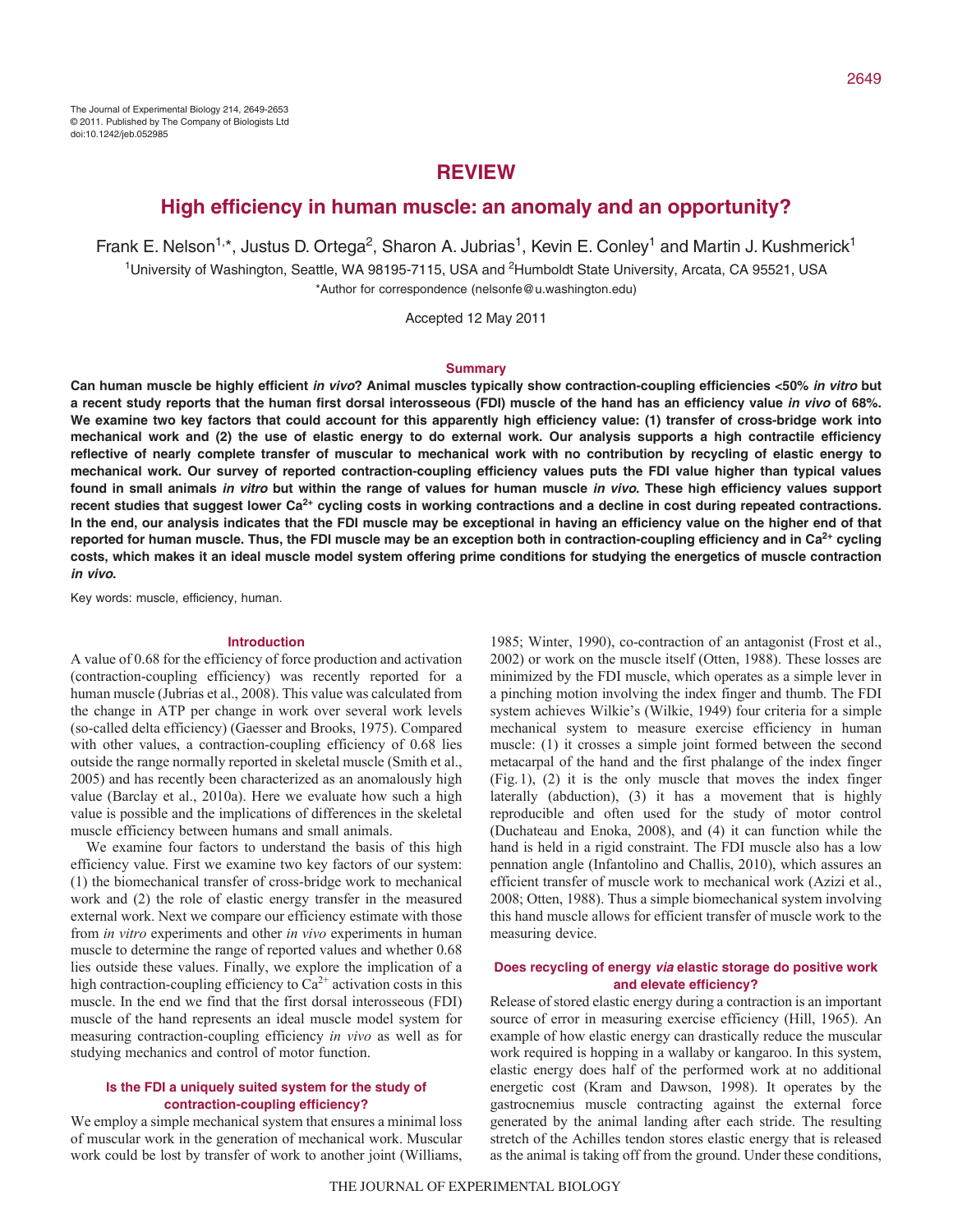# REVIEW

## High efficiency in human muscle: an anomaly and an opportunity?

Frank E. Nelson[1,*], Justus D. Ortega[2], Sharon A. Jubrias[1], Kevin E. Conley[1] and Martin J. Kushmerick[1]

[1]University of Washington, Seattle, WA 98195-7115, USA and [2]Humboldt State University, Arcata, CA 95521, USA

*Author for correspondence (nelsonfe@u.washington.edu)

Accepted 12 May 2011

### Summary

**Can human muscle be highly efficient *in vivo*? Animal muscles typically show contraction-coupling efficiencies <50% *in vitro* but a recent study reports that the human first dorsal interosseous (FDI) muscle of the hand has an efficiency value *in vivo* of 68%. We examine two key factors that could account for this apparently high efficiency value: (1) transfer of cross-bridge work into mechanical work and (2) the use of elastic energy to do external work. Our analysis supports a high contractile efficiency reflective of nearly complete transfer of muscular to mechanical work with no contribution by recycling of elastic energy to mechanical work. Our survey of reported contraction-coupling efficiency values puts the FDI value higher than typical values found in small animals *in vitro* but within the range of values for human muscle *in vivo*. These high efficiency values support recent studies that suggest lower $Ca^{2+}$ cycling costs in working contractions and a decline in cost during repeated contractions. In the end, our analysis indicates that the FDI muscle may be exceptional in having an efficiency value on the higher end of that reported for human muscle. Thus, the FDI muscle may be an exception both in contraction-coupling efficiency and in $Ca^{2+}$ cycling costs, which makes it an ideal muscle model system offering prime conditions for studying the energetics of muscle contraction *in vivo*.**

Key words: muscle, efficiency, human.

### Introduction

A value of 0.68 for the efficiency of force production and activation (contraction-coupling efficiency) was recently reported for a human muscle (Jubrias et al., 2008). This value was calculated from the change in ATP per change in work over several work levels (so-called delta efficiency) (Gaesser and Brooks, 1975). Compared with other values, a contraction-coupling efficiency of 0.68 lies outside the range normally reported in skeletal muscle (Smith et al., 2005) and has recently been characterized as an anomalously high value (Barclay et al., 2010a). Here we evaluate how such a high value is possible and the implications of differences in the skeletal muscle efficiency between humans and small animals.

We examine four factors to understand the basis of this high efficiency value. First we examine two key factors of our system: (1) the biomechanical transfer of cross-bridge work to mechanical work and (2) the role of elastic energy transfer in the measured external work. Next we compare our efficiency estimate with those from *in vitro* experiments and other *in vivo* experiments in human muscle to determine the range of reported values and whether 0.68 lies outside these values. Finally, we explore the implication of a high contraction-coupling efficiency to $Ca^{2+}$ activation costs in this muscle. In the end we find that the first dorsal interosseous (FDI) muscle of the hand represents an ideal muscle model system for measuring contraction-coupling efficiency *in vivo* as well as for studying mechanics and control of motor function.

### Is the FDI a uniquely suited system for the study of contraction-coupling efficiency?

We employ a simple mechanical system that ensures a minimal loss of muscular work in the generation of mechanical work. Muscular work could be lost by transfer of work to another joint (Williams, 1985; Winter, 1990), co-contraction of an antagonist (Frost et al., 2002) or work on the muscle itself (Otten, 1988). These losses are minimized by the FDI muscle, which operates as a simple lever in a pinching motion involving the index finger and thumb. The FDI system achieves Wilkie's (Wilkie, 1949) four criteria for a simple mechanical system to measure exercise efficiency in human muscle: (1) it crosses a simple joint formed between the second metacarpal of the hand and the first phalange of the index finger (Fig. 1), (2) it is the only muscle that moves the index finger laterally (abduction), (3) it has a movement that is highly reproducible and often used for the study of motor control (Duchateau and Enoka, 2008), and (4) it can function while the hand is held in a rigid constraint. The FDI muscle also has a low pennation angle (Infantolino and Challis, 2010), which assures an efficient transfer of muscle work to mechanical work (Azizi et al., 2008; Otten, 1988). Thus a simple biomechanical system involving this hand muscle allows for efficient transfer of muscle work to the measuring device.

### Does recycling of energy *via* elastic storage do positive work and elevate efficiency?

Release of stored elastic energy during a contraction is an important source of error in measuring exercise efficiency (Hill, 1965). An example of how elastic energy can drastically reduce the muscular work required is hopping in a wallaby or kangaroo. In this system, elastic energy does half of the performed work at no additional energetic cost (Kram and Dawson, 1998). It operates by the gastrocnemius muscle contracting against the external force generated by the animal landing after each stride. The resulting stretch of the Achilles tendon stores elastic energy that is released as the animal is taking off from the ground. Under these conditions,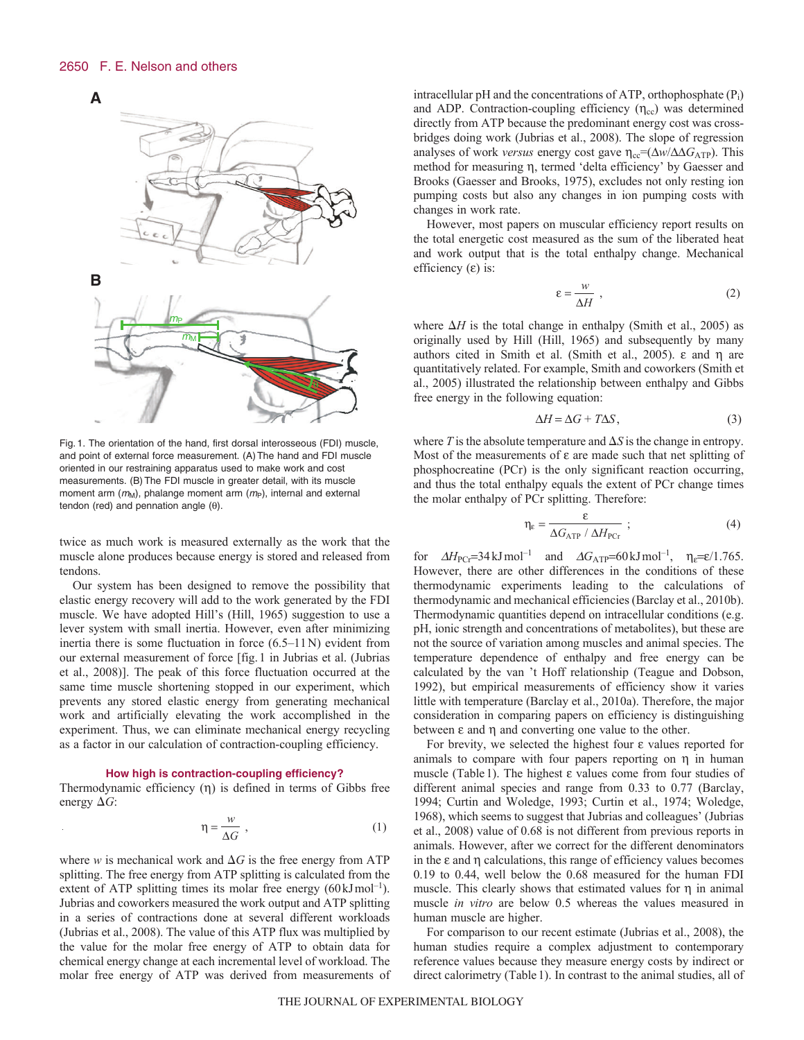Fig. 1. The orientation of the hand, first dorsal interosseous (FDI) muscle, and point of external force measurement. (A) The hand and FDI muscle oriented in our restraining apparatus used to make work and cost measurements. (B) The FDI muscle in greater detail, with its muscle moment arm ($m_M$), phalange moment arm ($m_P$), internal and external tendon (red) and pennation angle (θ).

twice as much work is measured externally as the work that the muscle alone produces because energy is stored and released from tendons.

Our system has been designed to remove the possibility that elastic energy recovery will add to the work generated by the FDI muscle. We have adopted Hill's (Hill, 1965) suggestion to use a lever system with small inertia. However, even after minimizing inertia there is some fluctuation in force (6.5–11 N) evident from our external measurement of force [fig. 1 in Jubrias et al. (Jubrias et al., 2008)]. The peak of this force fluctuation occurred at the same time muscle shortening stopped in our experiment, which prevents any stored elastic energy from generating mechanical work and artificially elevating the work accomplished in the experiment. Thus, we can eliminate mechanical energy recycling as a factor in our calculation of contraction-coupling efficiency.

### How high is contraction-coupling efficiency?

Thermodynamic efficiency (η) is defined in terms of Gibbs free energy $\Delta G$:

$$\eta = \frac{w}{\Delta G}\ , \quad (1)$$

where $w$ is mechanical work and $\Delta G$ is the free energy from ATP splitting. The free energy from ATP splitting is calculated from the extent of ATP splitting times its molar free energy (60 kJ mol$^{-1}$). Jubrias and coworkers measured the work output and ATP splitting in a series of contractions done at several different workloads (Jubrias et al., 2008). The value of this ATP flux was multiplied by the value for the molar free energy of ATP to obtain data for chemical energy change at each incremental level of workload. The molar free energy of ATP was derived from measurements of intracellular pH and the concentrations of ATP, orthophosphate ($P_i$) and ADP. Contraction-coupling efficiency ($\eta_{cc}$) was determined directly from ATP because the predominant energy cost was cross-bridges doing work (Jubrias et al., 2008). The slope of regression analyses of work *versus* energy cost gave $\eta_{cc}$=($\Delta w/\Delta\Delta G_{ATP}$). This method for measuring η, termed 'delta efficiency' by Gaesser and Brooks (Gaesser and Brooks, 1975), excludes not only resting ion pumping costs but also any changes in ion pumping costs with changes in work rate.

However, most papers on muscular efficiency report results on the total energetic cost measured as the sum of the liberated heat and work output that is the total enthalpy change. Mechanical efficiency (ε) is:

$$\varepsilon = \frac{w}{\Delta H}\ , \quad (2)$$

where $\Delta H$ is the total change in enthalpy (Smith et al., 2005) as originally used by Hill (Hill, 1965) and subsequently by many authors cited in Smith et al. (Smith et al., 2005). ε and η are quantitatively related. For example, Smith and coworkers (Smith et al., 2005) illustrated the relationship between enthalpy and Gibbs free energy in the following equation:

$$\Delta H = \Delta G + T\Delta S\,, \quad (3)$$

where $T$ is the absolute temperature and $\Delta S$ is the change in entropy. Most of the measurements of ε are made such that net splitting of phosphocreatine (PCr) is the only significant reaction occurring, and thus the total enthalpy equals the extent of PCr change times the molar enthalpy of PCr splitting. Therefore:

$$\eta_\varepsilon = \frac{\varepsilon}{\Delta G_{ATP}\ /\ \Delta H_{PCr}}\ ; \quad (4)$$

for $\Delta H_{PCr}$=34 kJ mol$^{-1}$ and $\Delta G_{ATP}$=60 kJ mol$^{-1}$, $\eta_\varepsilon$=ε/1.765. However, there are other differences in the conditions of these thermodynamic experiments leading to the calculations of thermodynamic and mechanical efficiencies (Barclay et al., 2010b). Thermodynamic quantities depend on intracellular conditions (e.g. pH, ionic strength and concentrations of metabolites), but these are not the source of variation among muscles and animal species. The temperature dependence of enthalpy and free energy can be calculated by the van 't Hoff relationship (Teague and Dobson, 1992), but empirical measurements of efficiency show it varies little with temperature (Barclay et al., 2010a). Therefore, the major consideration in comparing papers on efficiency is distinguishing between ε and η and converting one value to the other.

For brevity, we selected the highest four ε values reported for animals to compare with four papers reporting on η in human muscle (Table 1). The highest ε values come from four studies of different animal species and range from 0.33 to 0.77 (Barclay, 1994; Curtin and Woledge, 1993; Curtin et al., 1974; Woledge, 1968), which seems to suggest that Jubrias and colleagues' (Jubrias et al., 2008) value of 0.68 is not different from previous reports in animals. However, after we correct for the different denominators in the ε and η calculations, this range of efficiency values becomes 0.19 to 0.44, well below the 0.68 measured for the human FDI muscle. This clearly shows that estimated values for η in animal muscle *in vitro* are below 0.5 whereas the values measured in human muscle are higher.

For comparison to our recent estimate (Jubrias et al., 2008), the human studies require a complex adjustment to contemporary reference values because they measure energy costs by indirect or direct calorimetry (Table 1). In contrast to the animal studies, all of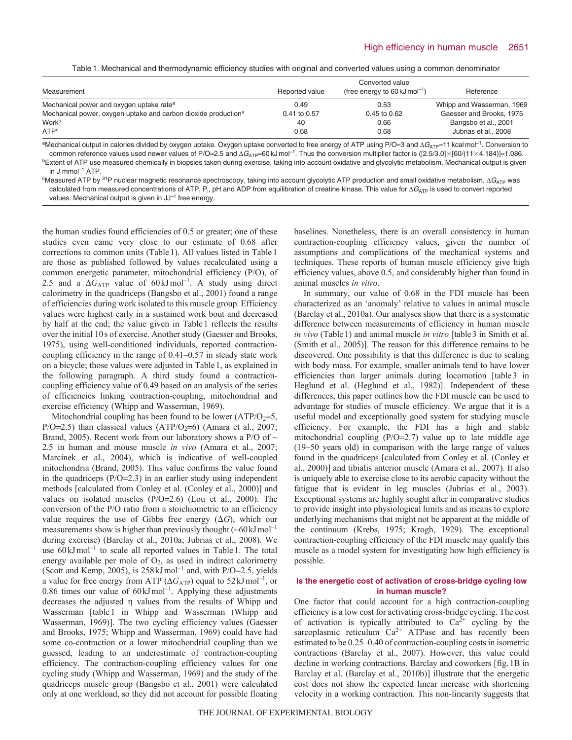Table 1. Mechanical and thermodynamic efficiency studies with original and converted values using a common denominator

| Measurement | Reported value | Converted value (free energy to 60 kJ mol$^{-1}$) | Reference |
|---|---|---|---|
| Mechanical power and oxygen uptake rate[a] | 0.49 | 0.53 | Whipp and Wasserman, 1969 |
| Mechanical power, oxygen uptake and carbon dioxide production[a] | 0.41 to 0.57 | 0.45 to 0.62 | Gaesser and Brooks, 1975 |
| Work[b] | 40 | 0.66 | Bangsbo et al., 2001 |
| ATP[c] | 0.68 | 0.68 | Jubrias et al., 2008 |

[a]Mechanical output in calories divided by oxygen uptake. Oxygen uptake converted to free energy of ATP using P/O=3 and $\Delta G_{ATP}$=11 kcal mol$^{-1}$. Conversion to common reference values used newer values of P/O=2.5 and $\Delta G_{ATP}$=60 kJ mol$^{-1}$. Thus the conversion multiplier factor is ([2.5/3.0]×[60/(11×4.184)]=1.086.

[b]Extent of ATP use measured chemically in biopsies taken during exercise, taking into account oxidative and glycolytic metabolism. Mechanical output is given in J mmol$^{-1}$ ATP.

[c]Measured ATP by $^{31}$P nuclear magnetic resonance spectroscopy, taking into account glycolytic ATP production and small oxidative metabolism. $\Delta G_{ATP}$ was calculated from measured concentrations of ATP, $P_i$, pH and ADP from equilibration of creatine kinase. This value for $\Delta G_{ATP}$ is used to convert reported values. Mechanical output is given in J J$^{-1}$ free energy.

the human studies found efficiencies of 0.5 or greater; one of these studies even came very close to our estimate of 0.68 after corrections to common units (Table 1). All values listed in Table 1 are those as published followed by values recalculated using a common energetic parameter, mitochondrial efficiency (P/O), of 2.5 and a $\Delta G_{ATP}$ value of 60 kJ mol$^{-1}$. A study using direct calorimetry in the quadriceps (Bangsbo et al., 2001) found a range of efficiencies during work isolated to this muscle group. Efficiency values were highest early in a sustained work bout and decreased by half at the end; the value given in Table 1 reflects the results over the initial 10 s of exercise. Another study (Gaesser and Brooks, 1975), using well-conditioned individuals, reported contraction-coupling efficiency in the range of 0.41–0.57 in steady state work on a bicycle; those values were adjusted in Table 1, as explained in the following paragraph. A third study found a contraction-coupling efficiency value of 0.49 based on an analysis of the series of efficiencies linking contraction-coupling, mitochondrial and exercise efficiency (Whipp and Wasserman, 1969).

Mitochondrial coupling has been found to be lower (ATP/$O_2$=5, P/O=2.5) than classical values (ATP/$O_2$=6) (Amara et al., 2007; Brand, 2005). Recent work from our laboratory shows a P/O of ~ 2.5 in human and mouse muscle *in vivo* (Amara et al., 2007; Marcinek et al., 2004), which is indicative of well-coupled mitochondria (Brand, 2005). This value confirms the value found in the quadriceps (P/O=2.3) in an earlier study using independent methods [calculated from Conley et al. (Conley et al., 2000)] and values on isolated muscles (P/O=2.6) (Lou et al., 2000). The conversion of the P/O ratio from a stoichiometric to an efficiency value requires the use of Gibbs free energy ($\Delta G$), which our measurements show is higher than previously thought (~60 kJ mol$^{-1}$ during exercise) (Barclay et al., 2010a; Jubrias et al., 2008). We use 60 kJ mol$^{-1}$ to scale all reported values in Table 1. The total energy available per mole of $O_2$, as used in indirect calorimetry (Scott and Kemp, 2005), is 258 kJ mol$^{-1}$ and, with P/O=2.5, yields a value for free energy from ATP ($\Delta G_{ATP}$) equal to 52 kJ mol$^{-1}$, or 0.86 times our value of 60 kJ mol$^{-1}$. Applying these adjustments decreases the adjusted $\eta$ values from the results of Whipp and Wasserman [table 1 in Whipp and Wasserman (Whipp and Wasserman, 1969)]. The two cycling efficiency values (Gaesser and Brooks, 1975; Whipp and Wasserman, 1969) could have had some co-contraction or a lower mitochondrial coupling than we guessed, leading to an underestimate of contraction-coupling efficiency. The contraction-coupling efficiency values for one cycling study (Whipp and Wasserman, 1969) and the study of the quadriceps muscle group (Bangsbo et al., 2001) were calculated only at one workload, so they did not account for possible floating baselines. Nonetheless, there is an overall consistency in human contraction-coupling efficiency values, given the number of assumptions and complications of the mechanical systems and techniques. These reports of human muscle efficiency give high efficiency values, above 0.5, and considerably higher than found in animal muscles *in vitro*.

In summary, our value of 0.68 in the FDI muscle has been characterized as an 'anomaly' relative to values in animal muscle (Barclay et al., 2010a). Our analyses show that there is a systematic difference between measurements of efficiency in human muscle *in vivo* (Table 1) and animal muscle *in vitro* [table 3 in Smith et al. (Smith et al., 2005)]. The reason for this difference remains to be discovered. One possibility is that this difference is due to scaling with body mass. For example, smaller animals tend to have lower efficiencies than larger animals during locomotion [table 3 in Heglund et al. (Heglund et al., 1982)]. Independent of these differences, this paper outlines how the FDI muscle can be used to advantage for studies of muscle efficiency. We argue that it is a useful model and exceptionally good system for studying muscle efficiency. For example, the FDI has a high and stable mitochondrial coupling (P/O=2.7) value up to late middle age (19–50 years old) in comparison with the large range of values found in the quadriceps [calculated from Conley et al. (Conley et al., 2000)] and tibialis anterior muscle (Amara et al., 2007). It also is uniquely able to exercise close to its aerobic capacity without the fatigue that is evident in leg muscles (Jubrias et al., 2003). Exceptional systems are highly sought after in comparative studies to provide insight into physiological limits and as means to explore underlying mechanisms that might not be apparent at the middle of the continuum (Krebs, 1975; Krogh, 1929). The exceptional contraction-coupling efficiency of the FDI muscle may qualify this muscle as a model system for investigating how high efficiency is possible.

## Is the energetic cost of activation of cross-bridge cycling low in human muscle?

One factor that could account for a high contraction-coupling efficiency is a low cost for activating cross-bridge cycling. The cost of activation is typically attributed to $Ca^{2+}$ cycling by the sarcoplasmic reticulum $Ca^{2+}$ ATPase and has recently been estimated to be 0.25–0.40 of contraction-coupling costs in isometric contractions (Barclay et al., 2007). However, this value could decline in working contractions. Barclay and coworkers [fig. 1B in Barclay et al. (Barclay et al., 2010b)] illustrate that the energetic cost does not show the expected linear increase with shortening velocity in a working contraction. This non-linearity suggests that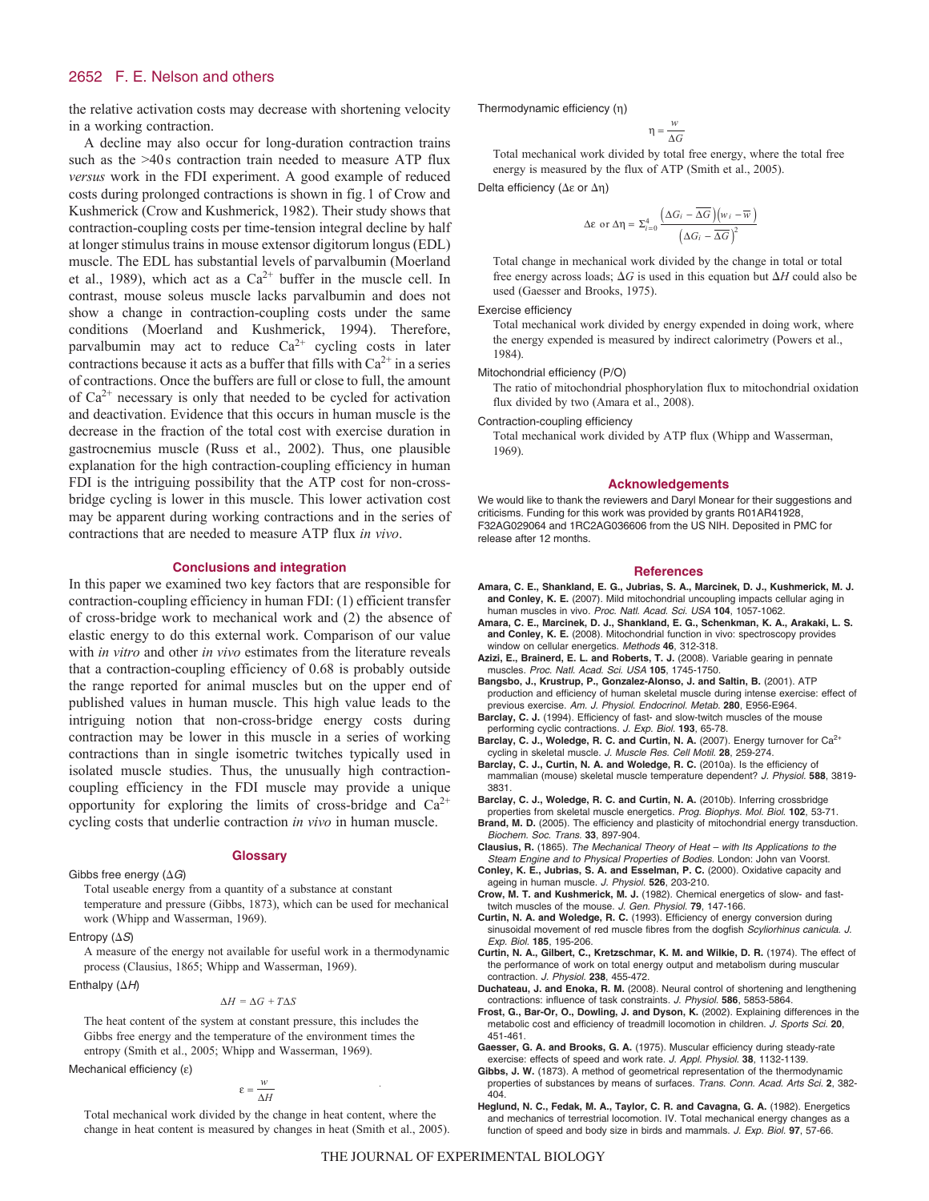the relative activation costs may decrease with shortening velocity in a working contraction.

A decline may also occur for long-duration contraction trains such as the >40 s contraction train needed to measure ATP flux *versus* work in the FDI experiment. A good example of reduced costs during prolonged contractions is shown in fig. 1 of Crow and Kushmerick (Crow and Kushmerick, 1982). Their study shows that contraction-coupling costs per time-tension integral decline by half at longer stimulus trains in mouse extensor digitorum longus (EDL) muscle. The EDL has substantial levels of parvalbumin (Moerland et al., 1989), which act as a $Ca^{2+}$ buffer in the muscle cell. In contrast, mouse soleus muscle lacks parvalbumin and does not show a change in contraction-coupling costs under the same conditions (Moerland and Kushmerick, 1994). Therefore, parvalbumin may act to reduce $Ca^{2+}$ cycling costs in later contractions because it acts as a buffer that fills with $Ca^{2+}$ in a series of contractions. Once the buffers are full or close to full, the amount of $Ca^{2+}$ necessary is only that needed to be cycled for activation and deactivation. Evidence that this occurs in human muscle is the decrease in the fraction of the total cost with exercise duration in gastrocnemius muscle (Russ et al., 2002). Thus, one plausible explanation for the high contraction-coupling efficiency in human FDI is the intriguing possibility that the ATP cost for non-cross-bridge cycling is lower in this muscle. This lower activation cost may be apparent during working contractions and in the series of contractions that are needed to measure ATP flux *in vivo*.

## Conclusions and integration

In this paper we examined two key factors that are responsible for contraction-coupling efficiency in human FDI: (1) efficient transfer of cross-bridge work to mechanical work and (2) the absence of elastic energy to do this external work. Comparison of our value with *in vitro* and other *in vivo* estimates from the literature reveals that a contraction-coupling efficiency of 0.68 is probably outside the range reported for animal muscles but on the upper end of published values in human muscle. This high value leads to the intriguing notion that non-cross-bridge energy costs during contraction may be lower in this muscle in a series of working contractions than in single isometric twitches typically used in isolated muscle studies. Thus, the unusually high contraction-coupling efficiency in the FDI muscle may provide a unique opportunity for exploring the limits of cross-bridge and $Ca^{2+}$ cycling costs that underlie contraction *in vivo* in human muscle.

## Glossary

Gibbs free energy ($\Delta G$)

Total useable energy from a quantity of a substance at constant temperature and pressure (Gibbs, 1873), which can be used for mechanical work (Whipp and Wasserman, 1969).

Entropy ($\Delta S$)

A measure of the energy not available for useful work in a thermodynamic process (Clausius, 1865; Whipp and Wasserman, 1969).

Enthalpy ($\Delta H$)

$$\Delta H = \Delta G + T\Delta S$$

The heat content of the system at constant pressure, this includes the Gibbs free energy and the temperature of the environment times the entropy (Smith et al., 2005; Whipp and Wasserman, 1969).

Mechanical efficiency ($\varepsilon$)

$$\varepsilon = \frac{w}{\Delta H}$$

Total mechanical work divided by the change in heat content, where the change in heat content is measured by changes in heat (Smith et al., 2005).

Thermodynamic efficiency ($\eta$)

$$\eta = \frac{w}{\Delta G}$$

Total mechanical work divided by total free energy, where the total free energy is measured by the flux of ATP (Smith et al., 2005).

Delta efficiency ($\Delta\varepsilon$ or $\Delta\eta$)

$$\Delta\varepsilon \text{ or } \Delta\eta = \Sigma_{i=0}^{4} \frac{\left(\Delta G_i - \overline{\Delta G}\right)\left(w_i - \overline{w}\right)}{\left(\Delta G_i - \overline{\Delta G}\right)^2}$$

Total change in mechanical work divided by the change in total or total free energy across loads; $\Delta G$ is used in this equation but $\Delta H$ could also be used (Gaesser and Brooks, 1975).

Exercise efficiency

Total mechanical work divided by energy expended in doing work, where the energy expended is measured by indirect calorimetry (Powers et al., 1984).

Mitochondrial efficiency (P/O)

The ratio of mitochondrial phosphorylation flux to mitochondrial oxidation flux divided by two (Amara et al., 2008).

Contraction-coupling efficiency

Total mechanical work divided by ATP flux (Whipp and Wasserman, 1969).

## Acknowledgements

We would like to thank the reviewers and Daryl Monear for their suggestions and criticisms. Funding for this work was provided by grants R01AR41928, F32AG029064 and 1RC2AG036606 from the US NIH. Deposited in PMC for release after 12 months.

## References

**Amara, C. E., Shankland, E. G., Jubrias, S. A., Marcinek, D. J., Kushmerick, M. J. and Conley, K. E.** (2007). Mild mitochondrial uncoupling impacts cellular aging in human muscles in vivo. *Proc. Natl. Acad. Sci. USA* **104**, 1057-1062.

**Amara, C. E., Marcinek, D. J., Shankland, E. G., Schenkman, K. A., Arakaki, L. S. and Conley, K. E.** (2008). Mitochondrial function in vivo: spectroscopy provides window on cellular energetics. *Methods* **46**, 312-318.

**Azizi, E., Brainerd, E. L. and Roberts, T. J.** (2008). Variable gearing in pennate muscles. *Proc. Natl. Acad. Sci. USA* **105**, 1745-1750.

**Bangsbo, J., Krustrup, P., Gonzalez-Alonso, J. and Saltin, B.** (2001). ATP production and efficiency of human skeletal muscle during intense exercise: effect of previous exercise. *Am. J. Physiol. Endocrinol. Metab.* **280**, E956-E964.

**Barclay, C. J.** (1994). Efficiency of fast- and slow-twitch muscles of the mouse performing cyclic contractions. *J. Exp. Biol.* **193**, 65-78.

**Barclay, C. J., Woledge, R. C. and Curtin, N. A.** (2007). Energy turnover for $Ca^{2+}$ cycling in skeletal muscle. *J. Muscle Res. Cell Motil.* **28**, 259-274.

**Barclay, C. J., Curtin, N. A. and Woledge, R. C.** (2010a). Is the efficiency of mammalian (mouse) skeletal muscle temperature dependent? *J. Physiol.* **588**, 3819-3831.

**Barclay, C. J., Woledge, R. C. and Curtin, N. A.** (2010b). Inferring crossbridge properties from skeletal muscle energetics. *Prog. Biophys. Mol. Biol.* **102**, 53-71.

**Brand, M. D.** (2005). The efficiency and plasticity of mitochondrial energy transduction. *Biochem. Soc. Trans.* **33**, 897-904.

**Clausius, R.** (1865). *The Mechanical Theory of Heat – with Its Applications to the Steam Engine and to Physical Properties of Bodies.* London: John van Voorst.

**Conley, K. E., Jubrias, S. A. and Esselman, P. C.** (2000). Oxidative capacity and ageing in human muscle. *J. Physiol.* **526**, 203-210.

**Crow, M. T. and Kushmerick, M. J.** (1982). Chemical energetics of slow- and fast-twitch muscles of the mouse. *J. Gen. Physiol.* **79**, 147-166.

**Curtin, N. A. and Woledge, R. C.** (1993). Efficiency of energy conversion during sinusoidal movement of red muscle fibres from the dogfish *Scyliorhinus canicula*. *J. Exp. Biol.* **185**, 195-206.

**Curtin, N. A., Gilbert, C., Kretzschmar, K. M. and Wilkie, D. R.** (1974). The effect of the performance of work on total energy output and metabolism during muscular contraction. *J. Physiol.* **238**, 455-472.

**Duchateau, J. and Enoka, R. M.** (2008). Neural control of shortening and lengthening contractions: influence of task constraints. *J. Physiol.* **586**, 5853-5864.

**Frost, G., Bar-Or, O., Dowling, J. and Dyson, K.** (2002). Explaining differences in the metabolic cost and efficiency of treadmill locomotion in children. *J. Sports Sci.* **20**, 451-461.

**Gaesser, G. A. and Brooks, G. A.** (1975). Muscular efficiency during steady-rate exercise: effects of speed and work rate. *J. Appl. Physiol.* **38**, 1132-1139.

**Gibbs, J. W.** (1873). A method of geometrical representation of the thermodynamic properties of substances by means of surfaces. *Trans. Conn. Acad. Arts Sci.* **2**, 382-404.

**Heglund, N. C., Fedak, M. A., Taylor, C. R. and Cavagna, G. A.** (1982). Energetics and mechanics of terrestrial locomotion. IV. Total mechanical energy changes as a function of speed and body size in birds and mammals. *J. Exp. Biol.* **97**, 57-66.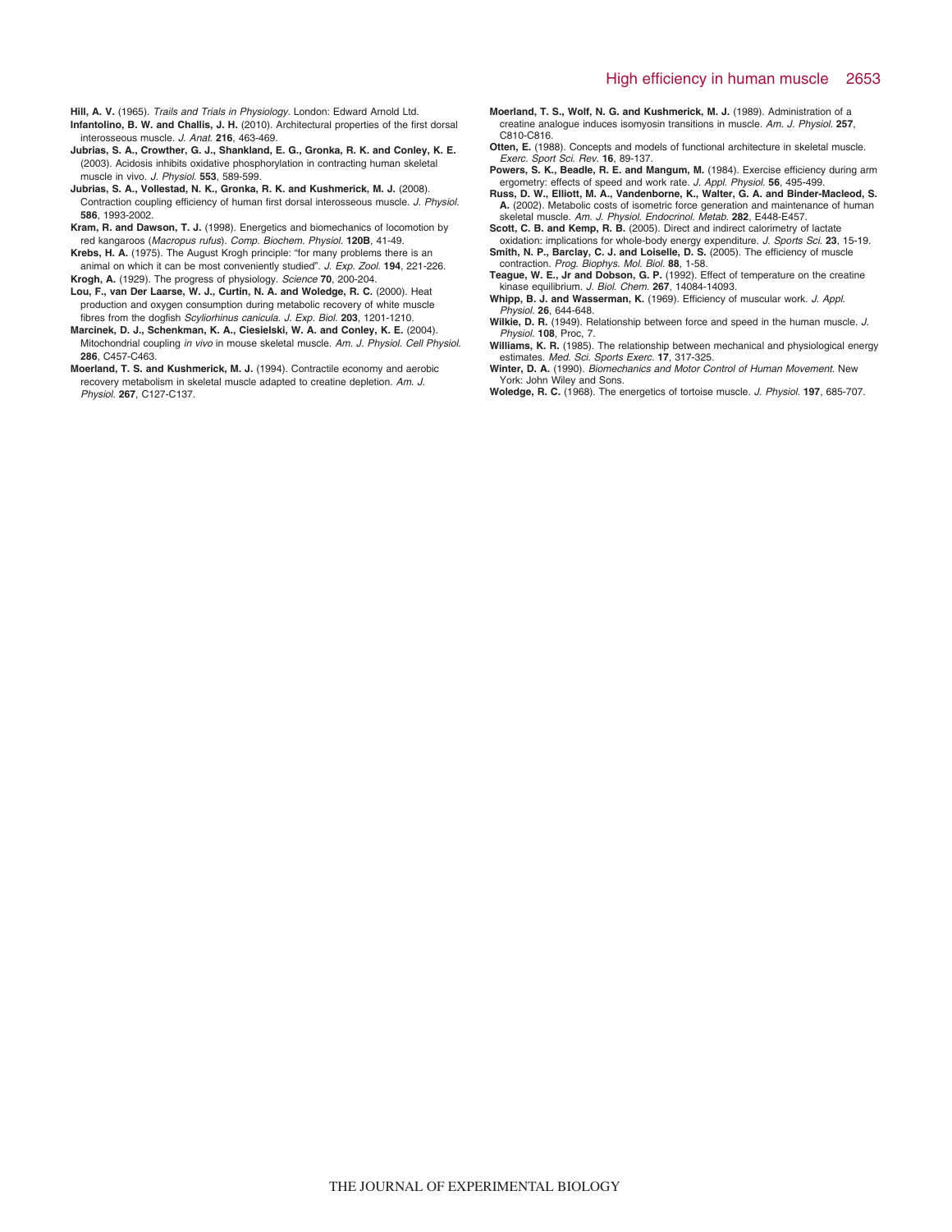**Hill, A. V.** (1965). *Trails and Trials in Physiology*. London: Edward Arnold Ltd.

**Infantolino, B. W. and Challis, J. H.** (2010). Architectural properties of the first dorsal interosseous muscle. *J. Anat.* **216**, 463-469.

**Jubrias, S. A., Crowther, G. J., Shankland, E. G., Gronka, R. K. and Conley, K. E.** (2003). Acidosis inhibits oxidative phosphorylation in contracting human skeletal muscle in vivo. *J. Physiol.* **553**, 589-599.

**Jubrias, S. A., Vollestad, N. K., Gronka, R. K. and Kushmerick, M. J.** (2008). Contraction coupling efficiency of human first dorsal interosseous muscle. *J. Physiol.* **586**, 1993-2002.

**Kram, R. and Dawson, T. J.** (1998). Energetics and biomechanics of locomotion by red kangaroos (*Macropus rufus*). *Comp. Biochem. Physiol.* **120B**, 41-49.

**Krebs, H. A.** (1975). The August Krogh principle: "for many problems there is an animal on which it can be most conveniently studied". *J. Exp. Zool.* **194**, 221-226.

**Krogh, A.** (1929). The progress of physiology. *Science* **70**, 200-204.

**Lou, F., van Der Laarse, W. J., Curtin, N. A. and Woledge, R. C.** (2000). Heat production and oxygen consumption during metabolic recovery of white muscle fibres from the dogfish *Scyliorhinus canicula*. *J. Exp. Biol.* **203**, 1201-1210.

**Marcinek, D. J., Schenkman, K. A., Ciesielski, W. A. and Conley, K. E.** (2004). Mitochondrial coupling *in vivo* in mouse skeletal muscle. *Am. J. Physiol. Cell Physiol.* **286**, C457-C463.

**Moerland, T. S. and Kushmerick, M. J.** (1994). Contractile economy and aerobic recovery metabolism in skeletal muscle adapted to creatine depletion. *Am. J. Physiol.* **267**, C127-C137.

**Moerland, T. S., Wolf, N. G. and Kushmerick, M. J.** (1989). Administration of a creatine analogue induces isomyosin transitions in muscle. *Am. J. Physiol.* **257**, C810-C816.

**Otten, E.** (1988). Concepts and models of functional architecture in skeletal muscle. *Exerc. Sport Sci. Rev.* **16**, 89-137.

**Powers, S. K., Beadle, R. E. and Mangum, M.** (1984). Exercise efficiency during arm ergometry: effects of speed and work rate. *J. Appl. Physiol.* **56**, 495-499.

**Russ, D. W., Elliott, M. A., Vandenborne, K., Walter, G. A. and Binder-Macleod, S. A.** (2002). Metabolic costs of isometric force generation and maintenance of human skeletal muscle. *Am. J. Physiol. Endocrinol. Metab.* **282**, E448-E457.

**Scott, C. B. and Kemp, R. B.** (2005). Direct and indirect calorimetry of lactate oxidation: implications for whole-body energy expenditure. *J. Sports Sci.* **23**, 15-19.

**Smith, N. P., Barclay, C. J. and Loiselle, D. S.** (2005). The efficiency of muscle contraction. *Prog. Biophys. Mol. Biol.* **88**, 1-58.

**Teague, W. E., Jr and Dobson, G. P.** (1992). Effect of temperature on the creatine kinase equilibrium. *J. Biol. Chem.* **267**, 14084-14093.

**Whipp, B. J. and Wasserman, K.** (1969). Efficiency of muscular work. *J. Appl. Physiol.* **26**, 644-648.

**Wilkie, D. R.** (1949). Relationship between force and speed in the human muscle. *J. Physiol.* **108**, Proc, 7.

**Williams, K. R.** (1985). The relationship between mechanical and physiological energy estimates. *Med. Sci. Sports Exerc.* **17**, 317-325.

**Winter, D. A.** (1990). *Biomechanics and Motor Control of Human Movement*. New York: John Wiley and Sons.

**Woledge, R. C.** (1968). The energetics of tortoise muscle. *J. Physiol.* **197**, 685-707.